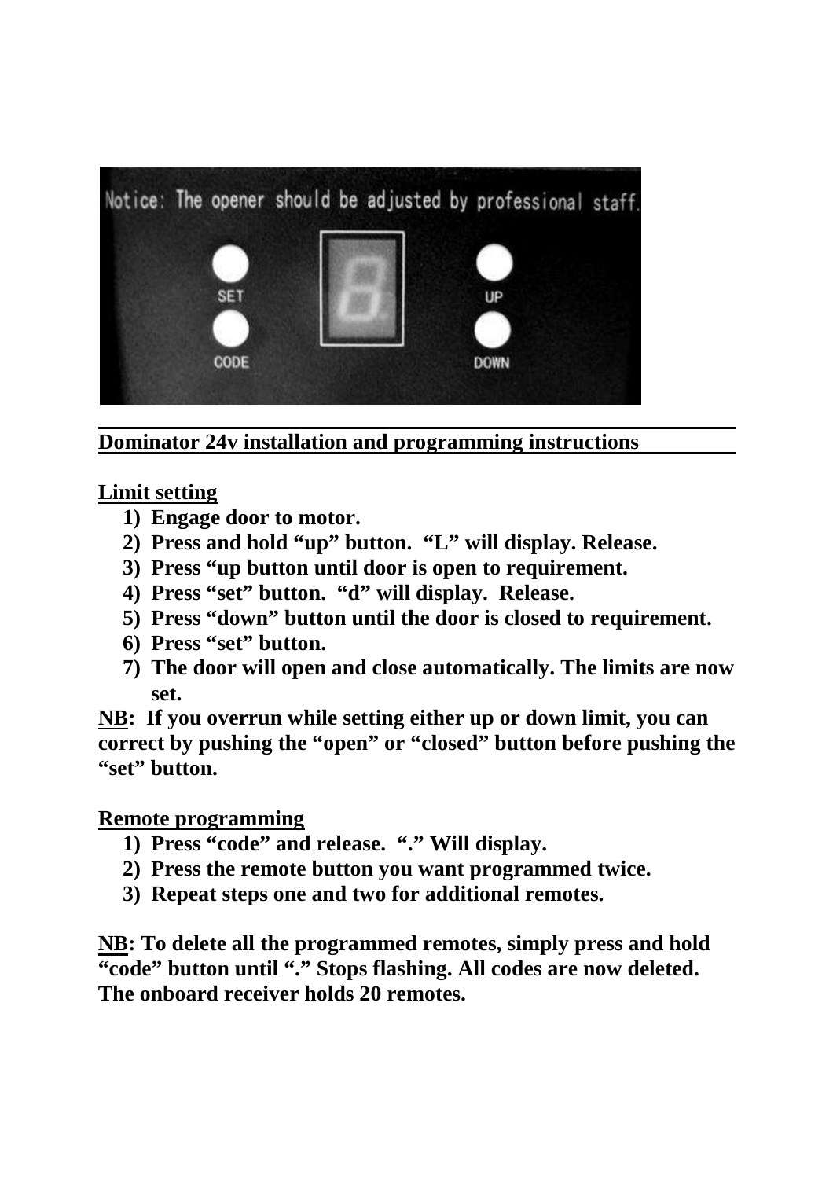## Dominator 24v installation and programming instructions

**Limit setting**

1) **Engage door to motor.**
2) **Press and hold "up" button. "L" will display. Release.**
3) **Press "up button until door is open to requirement.**
4) **Press "set" button. "d" will display. Release.**
5) **Press "down" button until the door is closed to requirement.**
6) **Press "set" button.**
7) **The door will open and close automatically. The limits are now set.**

**NB: If you overrun while setting either up or down limit, you can correct by pushing the "open" or "closed" button before pushing the "set" button.**

**Remote programming**

1) **Press "code" and release. "." Will display.**
2) **Press the remote button you want programmed twice.**
3) **Repeat steps one and two for additional remotes.**

**NB: To delete all the programmed remotes, simply press and hold "code" button until "." Stops flashing. All codes are now deleted. The onboard receiver holds 20 remotes.**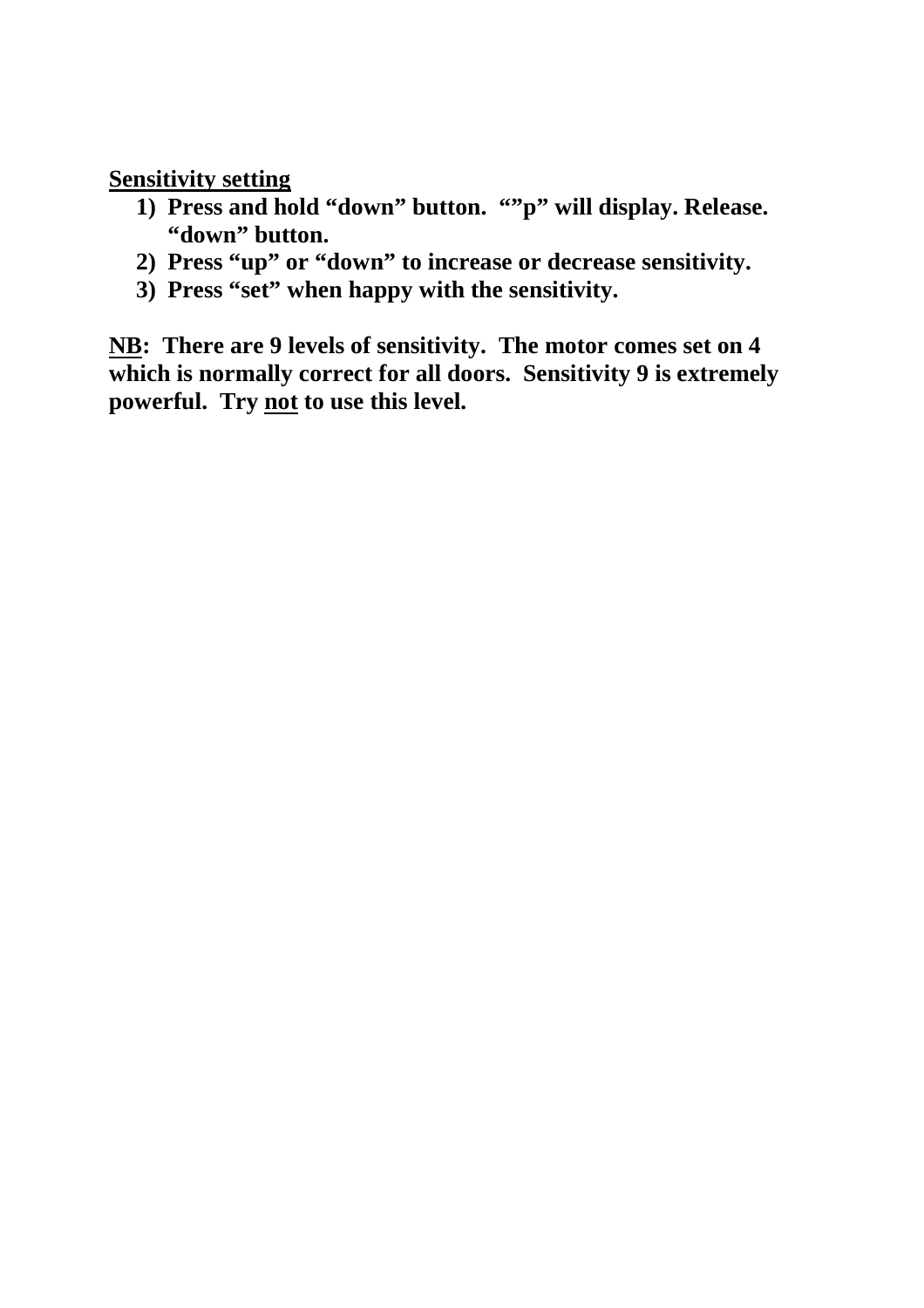**<u>Sensitivity setting</u>**

1) **Press and hold "down" button. ""p" will display. Release. "down" button.**
2) **Press "up" or "down" to increase or decrease sensitivity.**
3) **Press "set" when happy with the sensitivity.**

**<u>NB</u>: There are 9 levels of sensitivity. The motor comes set on 4 which is normally correct for all doors. Sensitivity 9 is extremely powerful. Try <u>not</u> to use this level.**